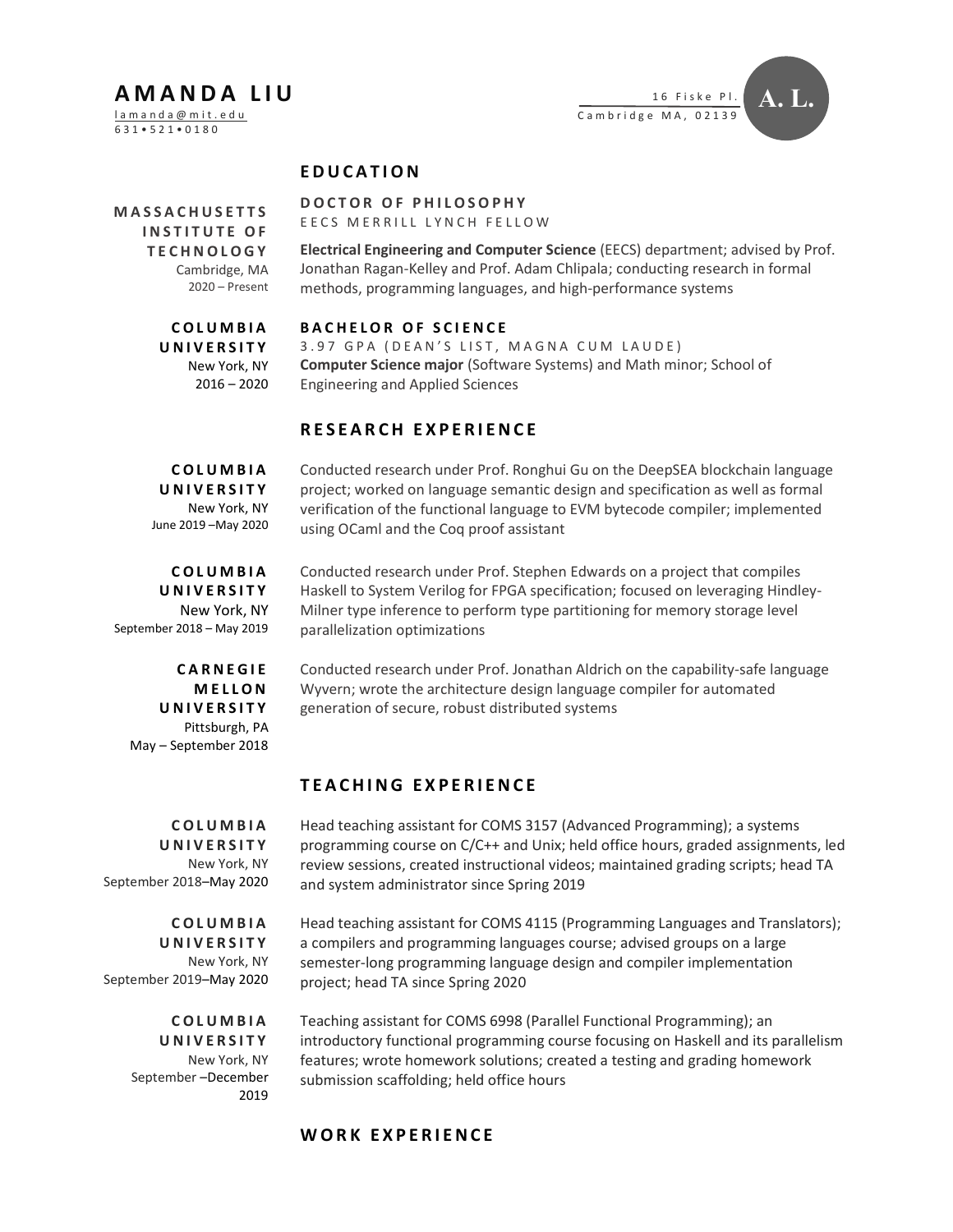# AMANDA LIU

lamanda@mit.edu
631•521•0180

16 Fiske Pl.
Cambridge MA, 02139

A. L.

## EDUCATION

**MASSACHUSETTS INSTITUTE OF TECHNOLOGY**
Cambridge, MA
2020 – Present

### DOCTOR OF PHILOSOPHY

EECS MERRILL LYNCH FELLOW

**Electrical Engineering and Computer Science** (EECS) department; advised by Prof. Jonathan Ragan-Kelley and Prof. Adam Chlipala; conducting research in formal methods, programming languages, and high-performance systems

**COLUMBIA UNIVERSITY**
New York, NY
2016 – 2020

### BACHELOR OF SCIENCE

3.97 GPA (DEAN'S LIST, MAGNA CUM LAUDE)

**Computer Science major** (Software Systems) and Math minor; School of Engineering and Applied Sciences

## RESEARCH EXPERIENCE

**COLUMBIA UNIVERSITY**
New York, NY
June 2019 –May 2020

Conducted research under Prof. Ronghui Gu on the DeepSEA blockchain language project; worked on language semantic design and specification as well as formal verification of the functional language to EVM bytecode compiler; implemented using OCaml and the Coq proof assistant

**COLUMBIA UNIVERSITY**
New York, NY
September 2018 – May 2019

Conducted research under Prof. Stephen Edwards on a project that compiles Haskell to System Verilog for FPGA specification; focused on leveraging Hindley-Milner type inference to perform type partitioning for memory storage level parallelization optimizations

**CARNEGIE MELLON UNIVERSITY**
Pittsburgh, PA
May – September 2018

Conducted research under Prof. Jonathan Aldrich on the capability-safe language Wyvern; wrote the architecture design language compiler for automated generation of secure, robust distributed systems

## TEACHING EXPERIENCE

**COLUMBIA UNIVERSITY**
New York, NY
September 2018–May 2020

Head teaching assistant for COMS 3157 (Advanced Programming); a systems programming course on C/C++ and Unix; held office hours, graded assignments, led review sessions, created instructional videos; maintained grading scripts; head TA and system administrator since Spring 2019

**COLUMBIA UNIVERSITY**
New York, NY
September 2019–May 2020

Head teaching assistant for COMS 4115 (Programming Languages and Translators); a compilers and programming languages course; advised groups on a large semester-long programming language design and compiler implementation project; head TA since Spring 2020

**COLUMBIA UNIVERSITY**
New York, NY
September –December 2019

Teaching assistant for COMS 6998 (Parallel Functional Programming); an introductory functional programming course focusing on Haskell and its parallelism features; wrote homework solutions; created a testing and grading homework submission scaffolding; held office hours

## WORK EXPERIENCE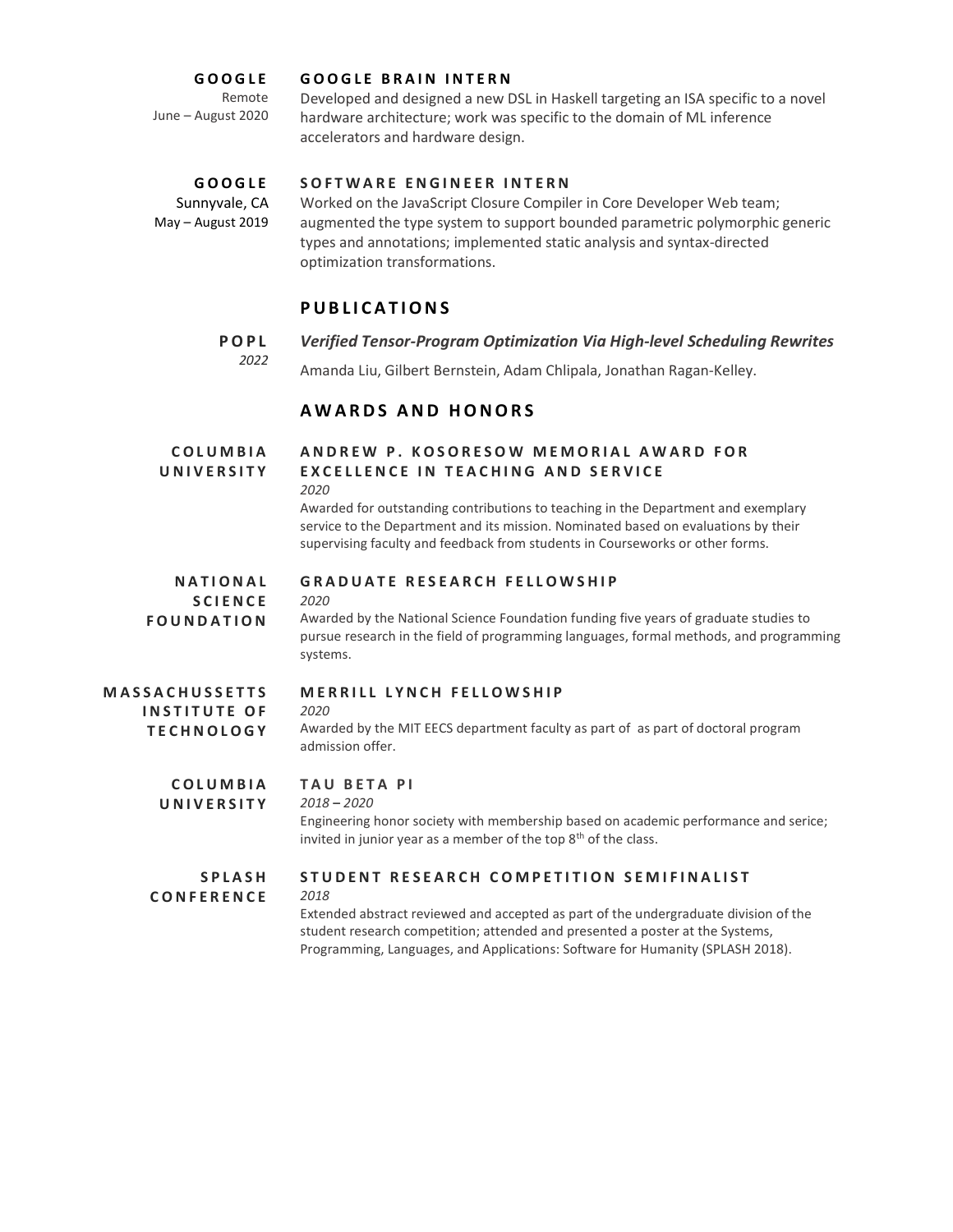**GOOGLE**
Remote
June – August 2020

**GOOGLE BRAIN INTERN**

Developed and designed a new DSL in Haskell targeting an ISA specific to a novel hardware architecture; work was specific to the domain of ML inference accelerators and hardware design.

**GOOGLE**
Sunnyvale, CA
May – August 2019

**SOFTWARE ENGINEER INTERN**

Worked on the JavaScript Closure Compiler in Core Developer Web team; augmented the type system to support bounded parametric polymorphic generic types and annotations; implemented static analysis and syntax-directed optimization transformations.

## PUBLICATIONS

**POPL**
*2022*

***Verified Tensor-Program Optimization Via High-level Scheduling Rewrites***

Amanda Liu, Gilbert Bernstein, Adam Chlipala, Jonathan Ragan-Kelley.

## AWARDS AND HONORS

**COLUMBIA UNIVERSITY**

**ANDREW P. KOSORESOW MEMORIAL AWARD FOR EXCELLENCE IN TEACHING AND SERVICE**

*2020*

Awarded for outstanding contributions to teaching in the Department and exemplary service to the Department and its mission. Nominated based on evaluations by their supervising faculty and feedback from students in Courseworks or other forms.

**NATIONAL SCIENCE FOUNDATION**

**GRADUATE RESEARCH FELLOWSHIP**

*2020*

Awarded by the National Science Foundation funding five years of graduate studies to pursue research in the field of programming languages, formal methods, and programming systems.

**MASSACHUSSETTS INSTITUTE OF TECHNOLOGY**

**MERRILL LYNCH FELLOWSHIP**

*2020*

Awarded by the MIT EECS department faculty as part of as part of doctoral program admission offer.

**COLUMBIA UNIVERSITY**

**TAU BETA PI**

*2018 – 2020*

Engineering honor society with membership based on academic performance and serice; invited in junior year as a member of the top 8th of the class.

**SPLASH CONFERENCE**

**STUDENT RESEARCH COMPETITION SEMIFINALIST**

*2018*

Extended abstract reviewed and accepted as part of the undergraduate division of the student research competition; attended and presented a poster at the Systems, Programming, Languages, and Applications: Software for Humanity (SPLASH 2018).